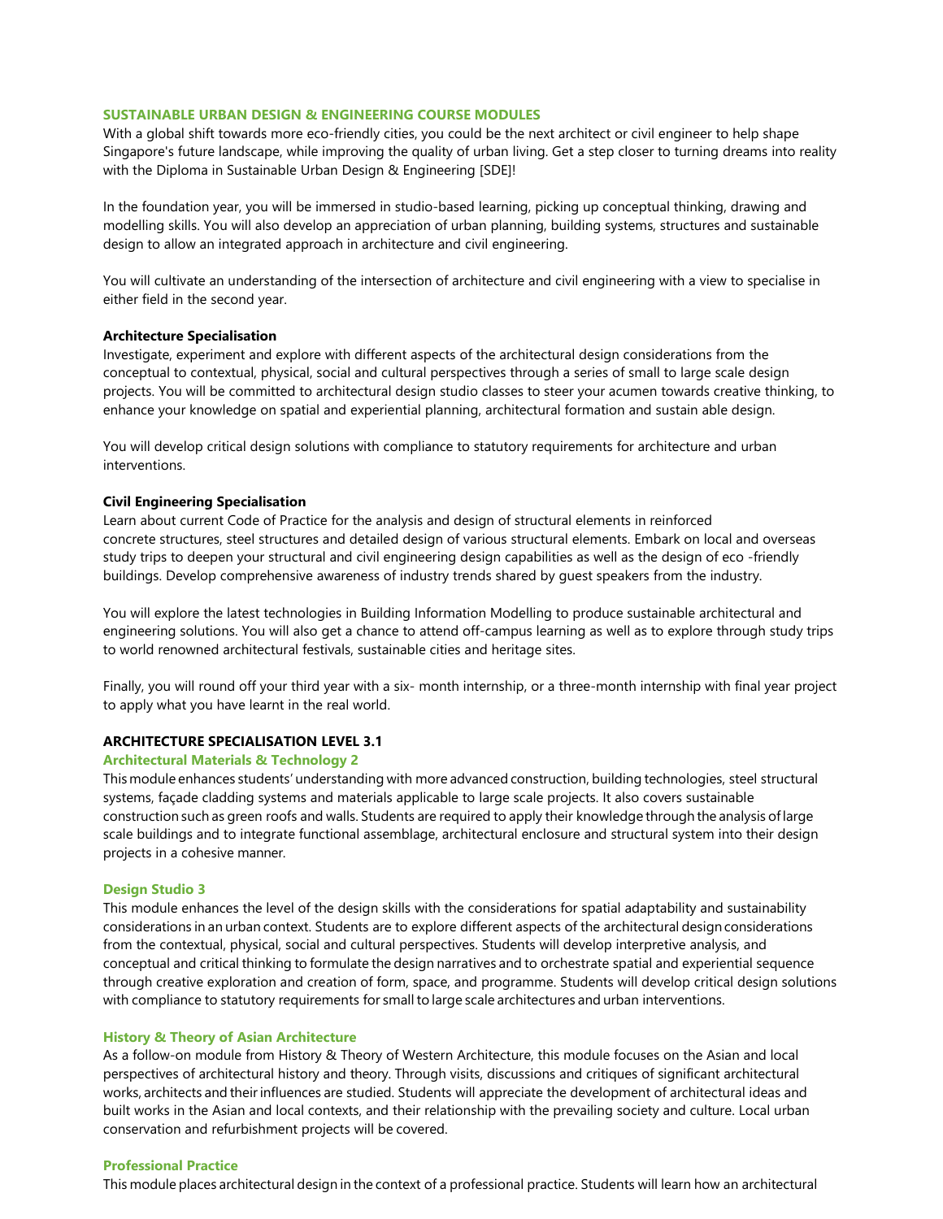## SUSTAINABLE URBAN DESIGN & ENGINEERING COURSE MODULES

With a global shift towards more eco-friendly cities, you could be the next architect or civil engineer to help shape Singapore's future landscape, while improving the quality of urban living. Get a step closer to turning dreams into reality with the Diploma in Sustainable Urban Design & Engineering [SDE]!

In the foundation year, you will be immersed in studio-based learning, picking up conceptual thinking, drawing and modelling skills. You will also develop an appreciation of urban planning, building systems, structures and sustainable design to allow an integrated approach in architecture and civil engineering.

You will cultivate an understanding of the intersection of architecture and civil engineering with a view to specialise in either field in the second year.

**Architecture Specialisation**

Investigate, experiment and explore with different aspects of the architectural design considerations from the conceptual to contextual, physical, social and cultural perspectives through a series of small to large scale design projects. You will be committed to architectural design studio classes to steer your acumen towards creative thinking, to enhance your knowledge on spatial and experiential planning, architectural formation and sustain able design.

You will develop critical design solutions with compliance to statutory requirements for architecture and urban interventions.

**Civil Engineering Specialisation**

Learn about current Code of Practice for the analysis and design of structural elements in reinforced concrete structures, steel structures and detailed design of various structural elements. Embark on local and overseas study trips to deepen your structural and civil engineering design capabilities as well as the design of eco -friendly buildings. Develop comprehensive awareness of industry trends shared by guest speakers from the industry.

You will explore the latest technologies in Building Information Modelling to produce sustainable architectural and engineering solutions. You will also get a chance to attend off-campus learning as well as to explore through study trips to world renowned architectural festivals, sustainable cities and heritage sites.

Finally, you will round off your third year with a six- month internship, or a three-month internship with final year project to apply what you have learnt in the real world.

## ARCHITECTURE SPECIALISATION LEVEL 3.1

### Architectural Materials & Technology 2

This module enhances students' understanding with more advanced construction, building technologies, steel structural systems, façade cladding systems and materials applicable to large scale projects. It also covers sustainable construction such as green roofs and walls. Students are required to apply their knowledge through the analysis of large scale buildings and to integrate functional assemblage, architectural enclosure and structural system into their design projects in a cohesive manner.

### Design Studio 3

This module enhances the level of the design skills with the considerations for spatial adaptability and sustainability considerations in an urban context. Students are to explore different aspects of the architectural design considerations from the contextual, physical, social and cultural perspectives. Students will develop interpretive analysis, and conceptual and critical thinking to formulate the design narratives and to orchestrate spatial and experiential sequence through creative exploration and creation of form, space, and programme. Students will develop critical design solutions with compliance to statutory requirements for small to large scale architectures and urban interventions.

### History & Theory of Asian Architecture

As a follow-on module from History & Theory of Western Architecture, this module focuses on the Asian and local perspectives of architectural history and theory. Through visits, discussions and critiques of significant architectural works, architects and their influences are studied. Students will appreciate the development of architectural ideas and built works in the Asian and local contexts, and their relationship with the prevailing society and culture. Local urban conservation and refurbishment projects will be covered.

### Professional Practice

This module places architectural design in the context of a professional practice. Students will learn how an architectural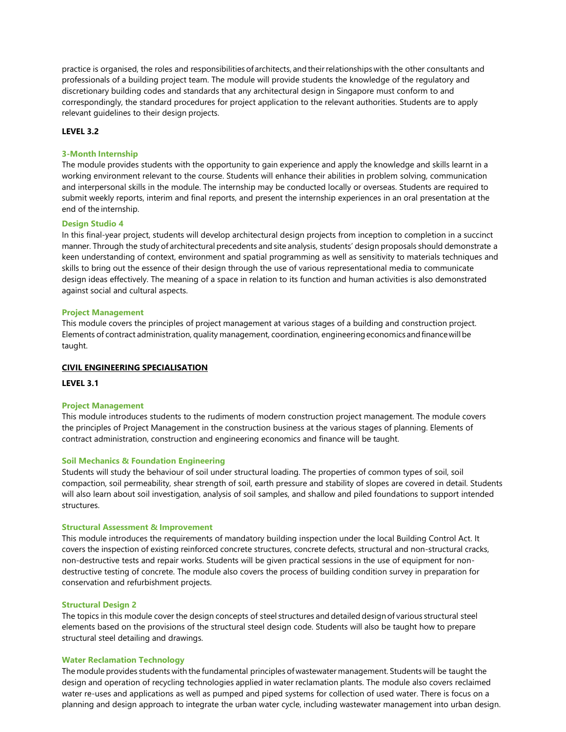practice is organised, the roles and responsibilities of architects, and their relationships with the other consultants and professionals of a building project team. The module will provide students the knowledge of the regulatory and discretionary building codes and standards that any architectural design in Singapore must conform to and correspondingly, the standard procedures for project application to the relevant authorities. Students are to apply relevant guidelines to their design projects.

**LEVEL 3.2**

**3-Month Internship**

The module provides students with the opportunity to gain experience and apply the knowledge and skills learnt in a working environment relevant to the course. Students will enhance their abilities in problem solving, communication and interpersonal skills in the module. The internship may be conducted locally or overseas. Students are required to submit weekly reports, interim and final reports, and present the internship experiences in an oral presentation at the end of the internship.

**Design Studio 4**

In this final-year project, students will develop architectural design projects from inception to completion in a succinct manner. Through the study of architectural precedents and site analysis, students' design proposals should demonstrate a keen understanding of context, environment and spatial programming as well as sensitivity to materials techniques and skills to bring out the essence of their design through the use of various representational media to communicate design ideas effectively. The meaning of a space in relation to its function and human activities is also demonstrated against social and cultural aspects.

**Project Management**

This module covers the principles of project management at various stages of a building and construction project. Elements of contract administration, quality management, coordination, engineering economics and finance will be taught.

## CIVIL ENGINEERING SPECIALISATION

**LEVEL 3.1**

**Project Management**

This module introduces students to the rudiments of modern construction project management. The module covers the principles of Project Management in the construction business at the various stages of planning. Elements of contract administration, construction and engineering economics and finance will be taught.

**Soil Mechanics & Foundation Engineering**

Students will study the behaviour of soil under structural loading. The properties of common types of soil, soil compaction, soil permeability, shear strength of soil, earth pressure and stability of slopes are covered in detail. Students will also learn about soil investigation, analysis of soil samples, and shallow and piled foundations to support intended structures.

**Structural Assessment & Improvement**

This module introduces the requirements of mandatory building inspection under the local Building Control Act. It covers the inspection of existing reinforced concrete structures, concrete defects, structural and non-structural cracks, non-destructive tests and repair works. Students will be given practical sessions in the use of equipment for non-destructive testing of concrete. The module also covers the process of building condition survey in preparation for conservation and refurbishment projects.

**Structural Design 2**

The topics in this module cover the design concepts of steel structures and detailed design of various structural steel elements based on the provisions of the structural steel design code. Students will also be taught how to prepare structural steel detailing and drawings.

**Water Reclamation Technology**

The module provides students with the fundamental principles of wastewater management. Students will be taught the design and operation of recycling technologies applied in water reclamation plants. The module also covers reclaimed water re-uses and applications as well as pumped and piped systems for collection of used water. There is focus on a planning and design approach to integrate the urban water cycle, including wastewater management into urban design.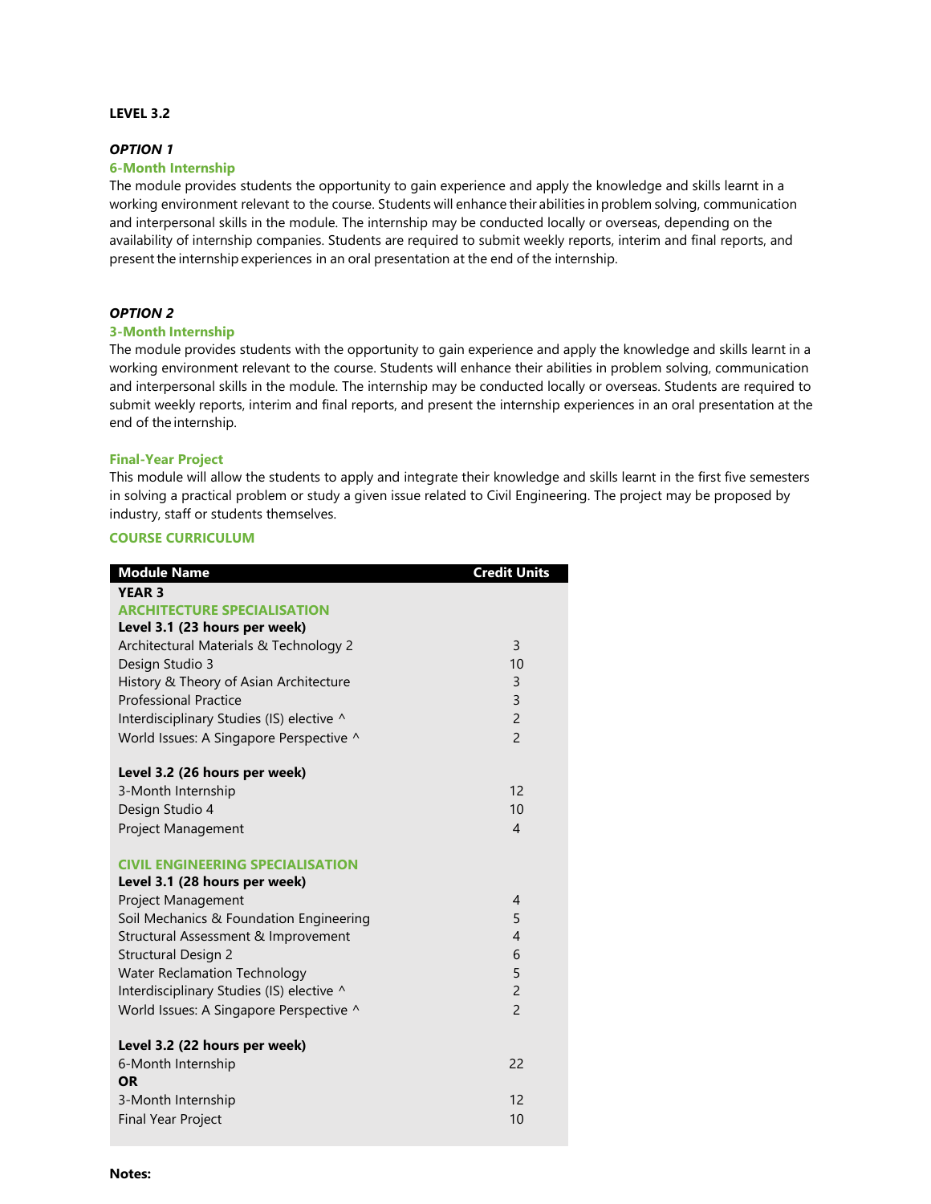**LEVEL 3.2**

***OPTION 1***

**6-Month Internship**

The module provides students the opportunity to gain experience and apply the knowledge and skills learnt in a working environment relevant to the course. Students will enhance their abilities in problem solving, communication and interpersonal skills in the module. The internship may be conducted locally or overseas, depending on the availability of internship companies. Students are required to submit weekly reports, interim and final reports, and present the internship experiences in an oral presentation at the end of the internship.

***OPTION 2***

**3-Month Internship**

The module provides students with the opportunity to gain experience and apply the knowledge and skills learnt in a working environment relevant to the course. Students will enhance their abilities in problem solving, communication and interpersonal skills in the module. The internship may be conducted locally or overseas. Students are required to submit weekly reports, interim and final reports, and present the internship experiences in an oral presentation at the end of the internship.

**Final-Year Project**

This module will allow the students to apply and integrate their knowledge and skills learnt in the first five semesters in solving a practical problem or study a given issue related to Civil Engineering. The project may be proposed by industry, staff or students themselves.

**COURSE CURRICULUM**

| Module Name | Credit Units |
|---|---|
| **YEAR 3** | |
| **ARCHITECTURE SPECIALISATION** | |
| **Level 3.1 (23 hours per week)** | |
| Architectural Materials & Technology 2 | 3 |
| Design Studio 3 | 10 |
| History & Theory of Asian Architecture | 3 |
| Professional Practice | 3 |
| Interdisciplinary Studies (IS) elective ^ | 2 |
| World Issues: A Singapore Perspective ^ | 2 |
| | |
| **Level 3.2 (26 hours per week)** | |
| 3-Month Internship | 12 |
| Design Studio 4 | 10 |
| Project Management | 4 |
| | |
| **CIVIL ENGINEERING SPECIALISATION** | |
| **Level 3.1 (28 hours per week)** | |
| Project Management | 4 |
| Soil Mechanics & Foundation Engineering | 5 |
| Structural Assessment & Improvement | 4 |
| Structural Design 2 | 6 |
| Water Reclamation Technology | 5 |
| Interdisciplinary Studies (IS) elective ^ | 2 |
| World Issues: A Singapore Perspective ^ | 2 |
| | |
| **Level 3.2 (22 hours per week)** | |
| 6-Month Internship | 22 |
| **OR** | |
| 3-Month Internship | 12 |
| Final Year Project | 10 |

**Notes:**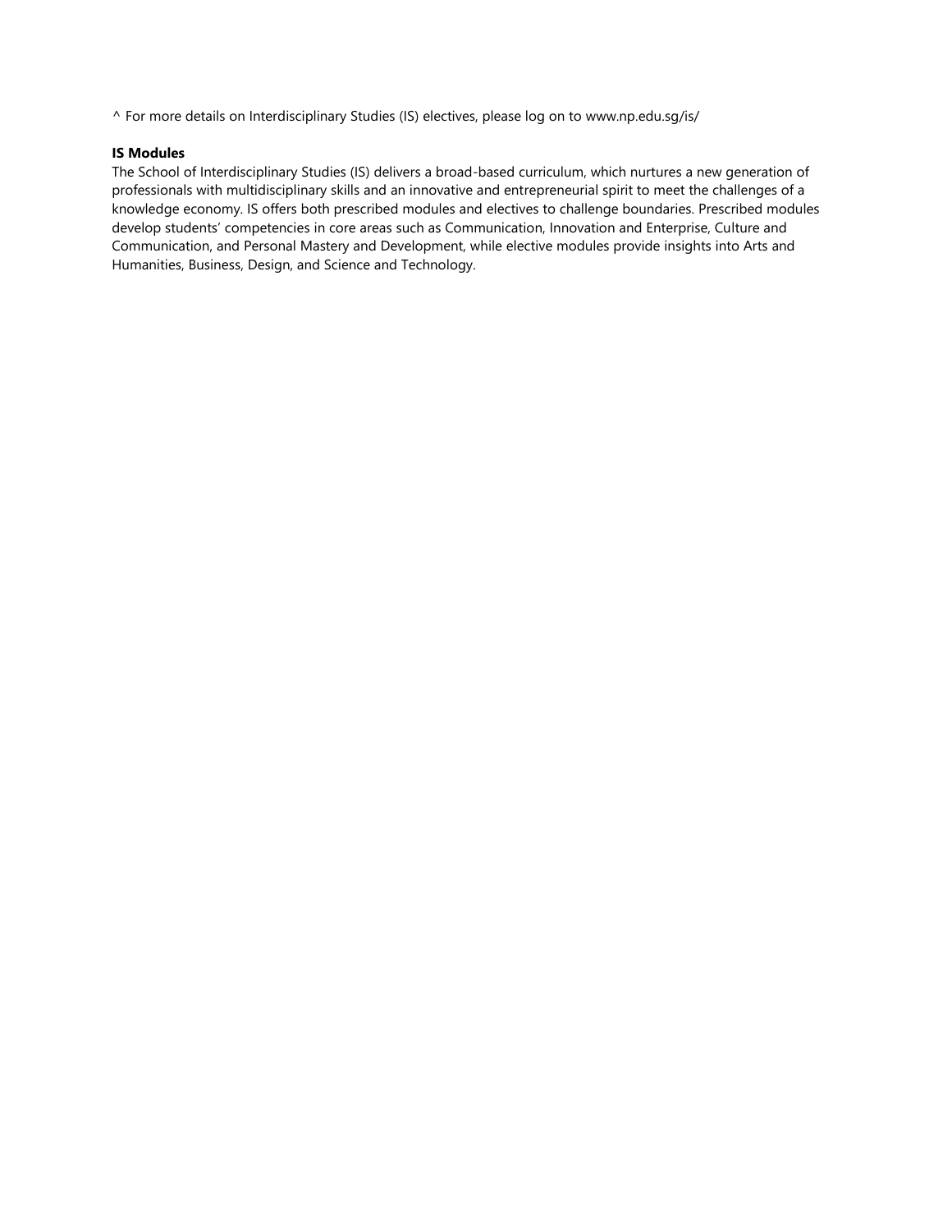^ For more details on Interdisciplinary Studies (IS) electives, please log on to www.np.edu.sg/is/

**IS Modules**

The School of Interdisciplinary Studies (IS) delivers a broad-based curriculum, which nurtures a new generation of professionals with multidisciplinary skills and an innovative and entrepreneurial spirit to meet the challenges of a knowledge economy. IS offers both prescribed modules and electives to challenge boundaries. Prescribed modules develop students' competencies in core areas such as Communication, Innovation and Enterprise, Culture and Communication, and Personal Mastery and Development, while elective modules provide insights into Arts and Humanities, Business, Design, and Science and Technology.